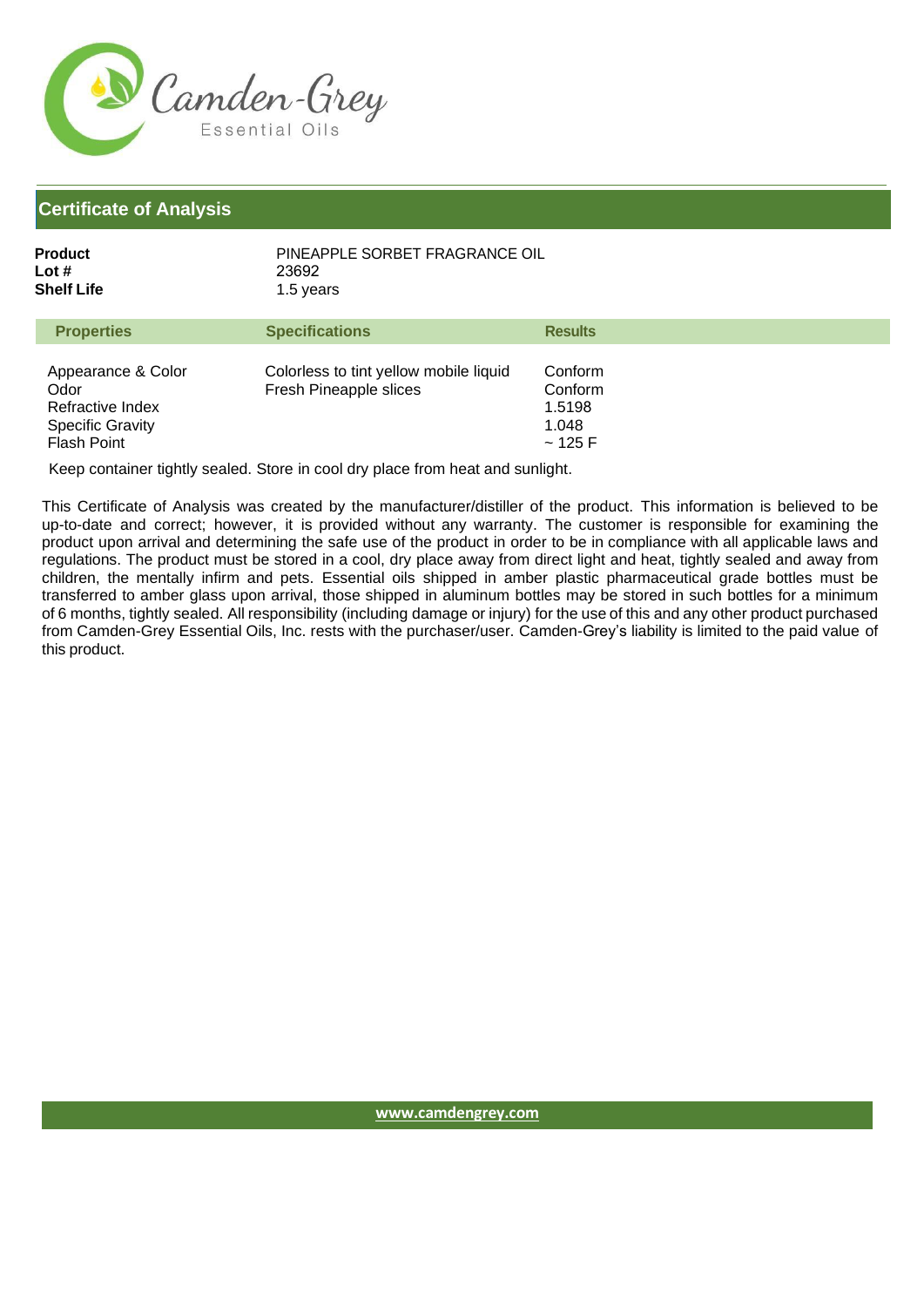Camden-Grey
Essential Oils

# Certificate of Analysis

**Product** PINEAPPLE SORBET FRAGRANCE OIL
**Lot #** 23692
**Shelf Life** 1.5 years

| Properties | Specifications | Results |
| --- | --- | --- |
| Appearance & Color | Colorless to tint yellow mobile liquid | Conform |
| Odor | Fresh Pineapple slices | Conform |
| Refractive Index | | 1.5198 |
| Specific Gravity | | 1.048 |
| Flash Point | | ~ 125 F |

Keep container tightly sealed. Store in cool dry place from heat and sunlight.

This Certificate of Analysis was created by the manufacturer/distiller of the product. This information is believed to be up-to-date and correct; however, it is provided without any warranty. The customer is responsible for examining the product upon arrival and determining the safe use of the product in order to be in compliance with all applicable laws and regulations. The product must be stored in a cool, dry place away from direct light and heat, tightly sealed and away from children, the mentally infirm and pets. Essential oils shipped in amber plastic pharmaceutical grade bottles must be transferred to amber glass upon arrival, those shipped in aluminum bottles may be stored in such bottles for a minimum of 6 months, tightly sealed. All responsibility (including damage or injury) for the use of this and any other product purchased from Camden-Grey Essential Oils, Inc. rests with the purchaser/user. Camden-Grey's liability is limited to the paid value of this product.

www.camdengrey.com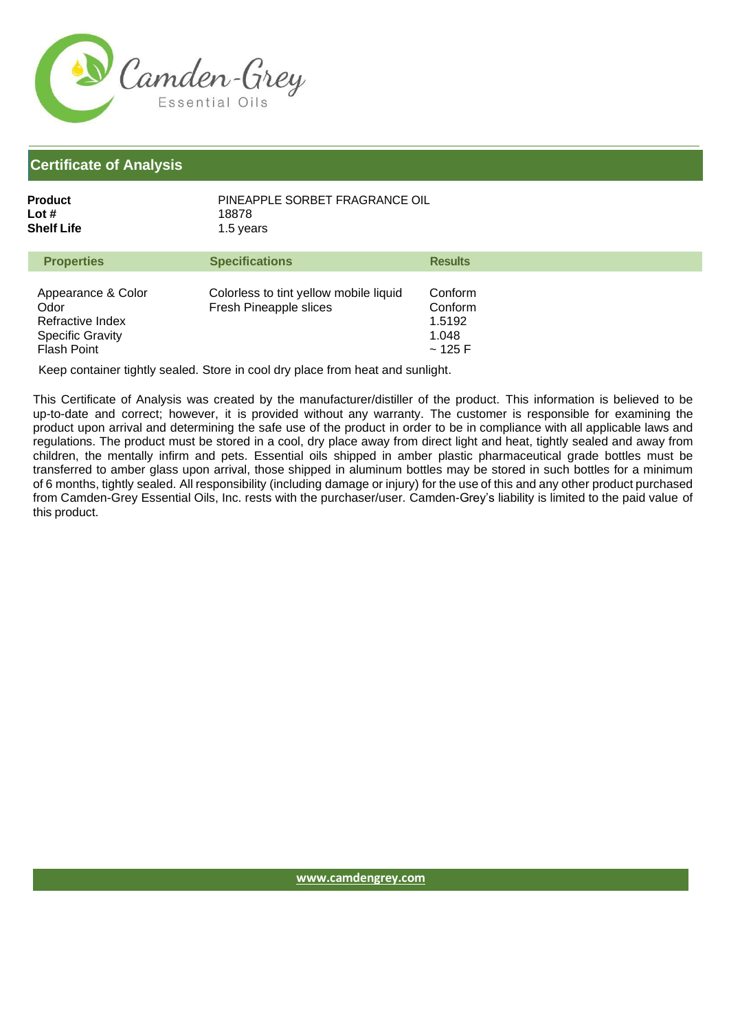Camden-Grey
Essential Oils

## Certificate of Analysis

**Product** PINEAPPLE SORBET FRAGRANCE OIL
**Lot #** 18878
**Shelf Life** 1.5 years

| Properties | Specifications | Results |
|---|---|---|
| Appearance & Color | Colorless to tint yellow mobile liquid | Conform |
| Odor | Fresh Pineapple slices | Conform |
| Refractive Index | | 1.5192 |
| Specific Gravity | | 1.048 |
| Flash Point | | ~ 125 F |

Keep container tightly sealed. Store in cool dry place from heat and sunlight.

This Certificate of Analysis was created by the manufacturer/distiller of the product. This information is believed to be up-to-date and correct; however, it is provided without any warranty. The customer is responsible for examining the product upon arrival and determining the safe use of the product in order to be in compliance with all applicable laws and regulations. The product must be stored in a cool, dry place away from direct light and heat, tightly sealed and away from children, the mentally infirm and pets. Essential oils shipped in amber plastic pharmaceutical grade bottles must be transferred to amber glass upon arrival, those shipped in aluminum bottles may be stored in such bottles for a minimum of 6 months, tightly sealed. All responsibility (including damage or injury) for the use of this and any other product purchased from Camden-Grey Essential Oils, Inc. rests with the purchaser/user. Camden-Grey's liability is limited to the paid value of this product.

www.camdengrey.com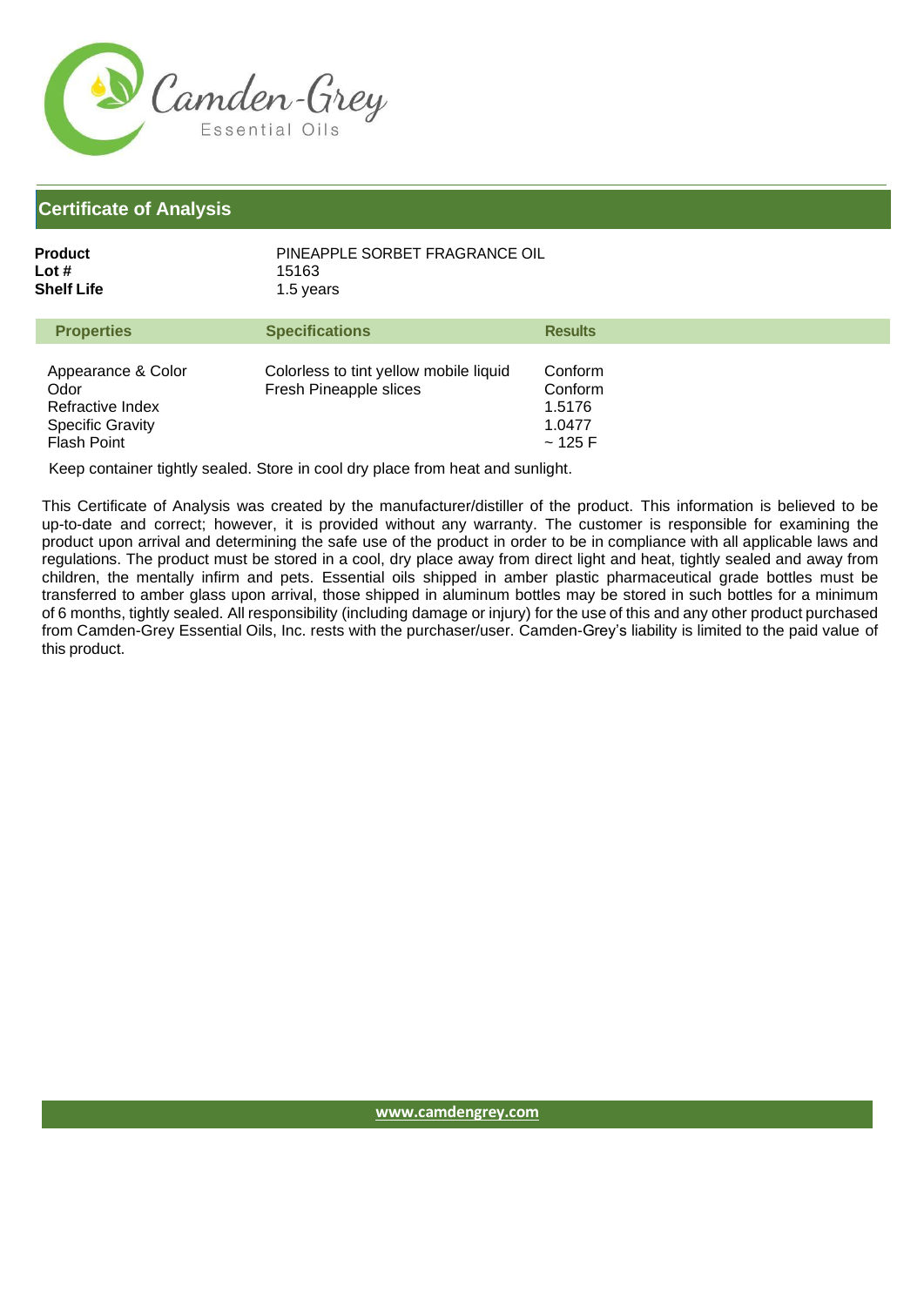Camden-Grey
Essential Oils

## Certificate of Analysis

**Product** PINEAPPLE SORBET FRAGRANCE OIL
**Lot #** 15163
**Shelf Life** 1.5 years

| Properties | Specifications | Results |
| --- | --- | --- |
| Appearance & Color | Colorless to tint yellow mobile liquid | Conform |
| Odor | Fresh Pineapple slices | Conform |
| Refractive Index | | 1.5176 |
| Specific Gravity | | 1.0477 |
| Flash Point | | ~ 125 F |

Keep container tightly sealed. Store in cool dry place from heat and sunlight.

This Certificate of Analysis was created by the manufacturer/distiller of the product. This information is believed to be up-to-date and correct; however, it is provided without any warranty. The customer is responsible for examining the product upon arrival and determining the safe use of the product in order to be in compliance with all applicable laws and regulations. The product must be stored in a cool, dry place away from direct light and heat, tightly sealed and away from children, the mentally infirm and pets. Essential oils shipped in amber plastic pharmaceutical grade bottles must be transferred to amber glass upon arrival, those shipped in aluminum bottles may be stored in such bottles for a minimum of 6 months, tightly sealed. All responsibility (including damage or injury) for the use of this and any other product purchased from Camden-Grey Essential Oils, Inc. rests with the purchaser/user. Camden-Grey's liability is limited to the paid value of this product.

www.camdengrey.com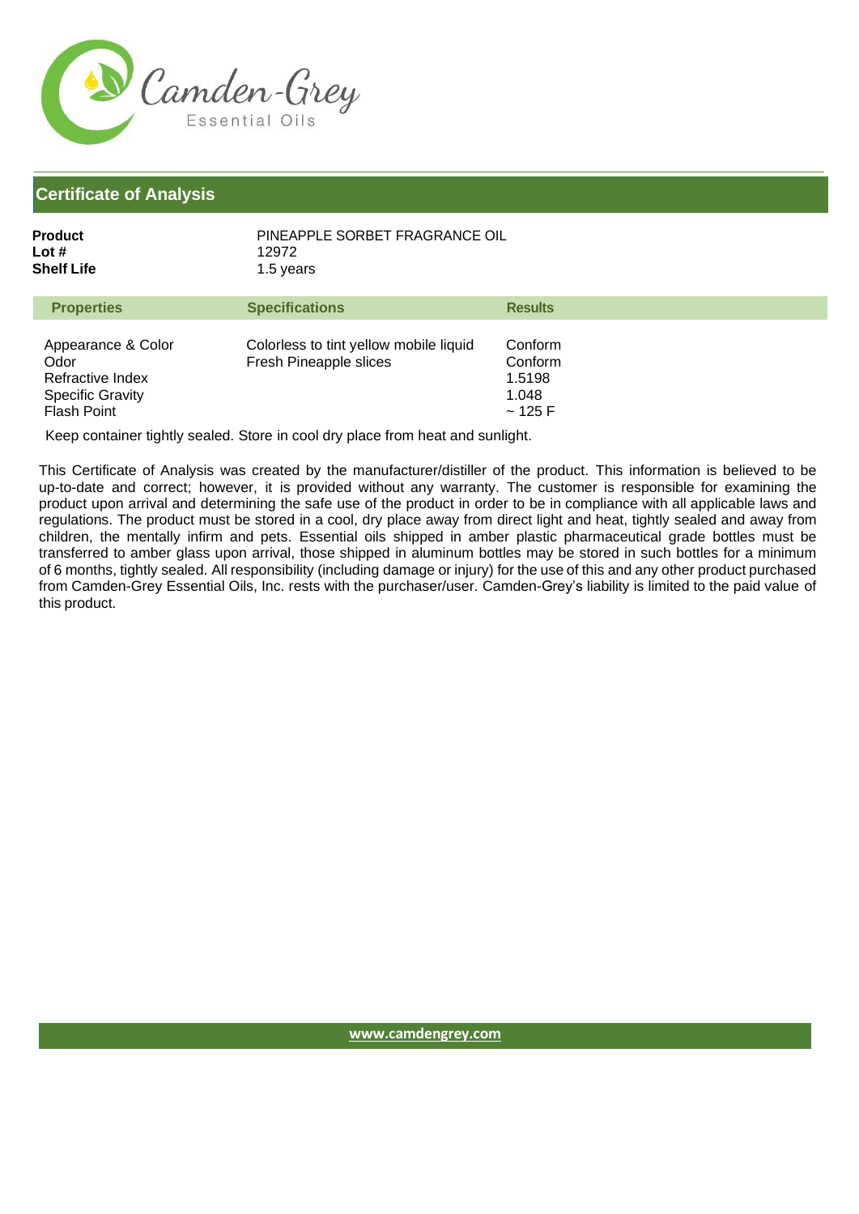Camden-Grey
Essential Oils

## Certificate of Analysis

**Product** PINEAPPLE SORBET FRAGRANCE OIL
**Lot #** 12972
**Shelf Life** 1.5 years

| Properties | Specifications | Results |
|---|---|---|
| Appearance & Color | Colorless to tint yellow mobile liquid | Conform |
| Odor | Fresh Pineapple slices | Conform |
| Refractive Index | | 1.5198 |
| Specific Gravity | | 1.048 |
| Flash Point | | ~ 125 F |

Keep container tightly sealed. Store in cool dry place from heat and sunlight.

This Certificate of Analysis was created by the manufacturer/distiller of the product. This information is believed to be up-to-date and correct; however, it is provided without any warranty. The customer is responsible for examining the product upon arrival and determining the safe use of the product in order to be in compliance with all applicable laws and regulations. The product must be stored in a cool, dry place away from direct light and heat, tightly sealed and away from children, the mentally infirm and pets. Essential oils shipped in amber plastic pharmaceutical grade bottles must be transferred to amber glass upon arrival, those shipped in aluminum bottles may be stored in such bottles for a minimum of 6 months, tightly sealed. All responsibility (including damage or injury) for the use of this and any other product purchased from Camden-Grey Essential Oils, Inc. rests with the purchaser/user. Camden-Grey's liability is limited to the paid value of this product.

www.camdengrey.com